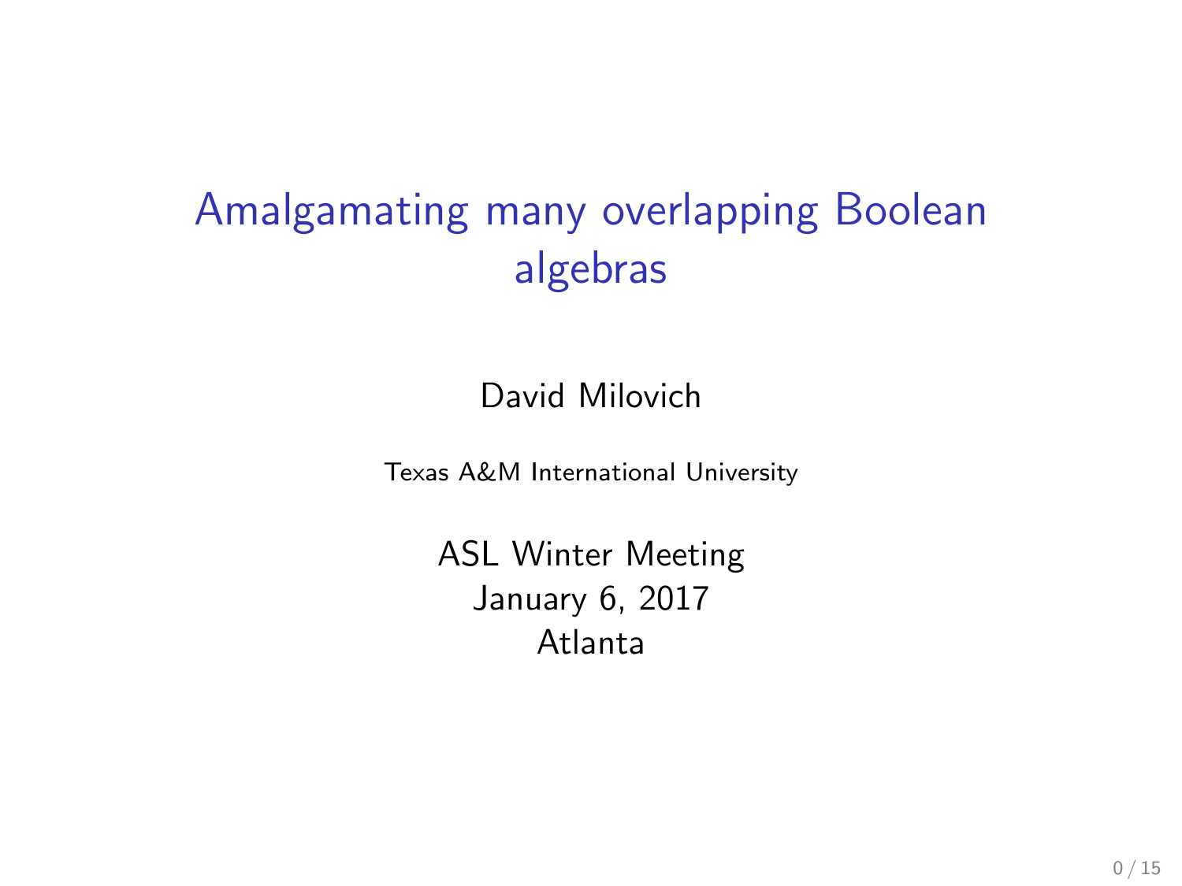# Amalgamating many overlapping Boolean algebras

David Milovich

Texas A&M International University

ASL Winter Meeting
January 6, 2017
Atlanta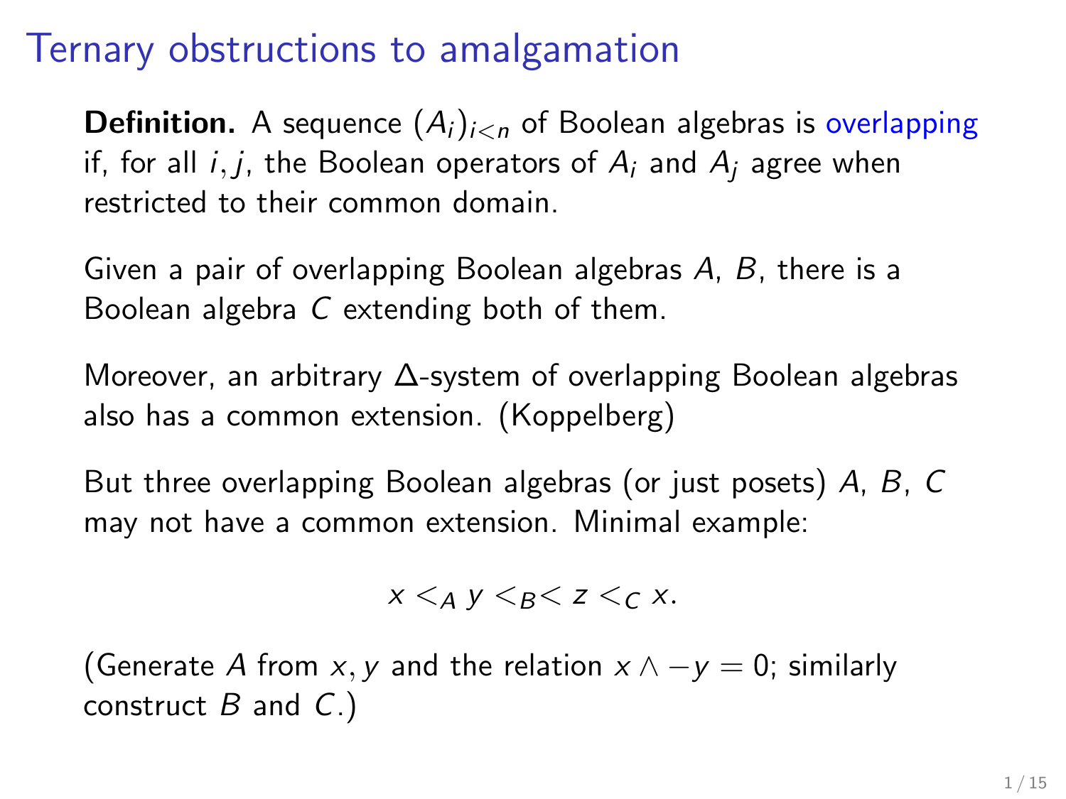# Ternary obstructions to amalgamation

**Definition.** A sequence $(A_i)_{i<n}$ of Boolean algebras is overlapping if, for all $i, j$, the Boolean operators of $A_i$ and $A_j$ agree when restricted to their common domain.

Given a pair of overlapping Boolean algebras $A$, $B$, there is a Boolean algebra $C$ extending both of them.

Moreover, an arbitrary $\Delta$-system of overlapping Boolean algebras also has a common extension. (Koppelberg)

But three overlapping Boolean algebras (or just posets) $A$, $B$, $C$ may not have a common extension. Minimal example:

$$x <_A y <_B < z <_C x.$$

(Generate $A$ from $x, y$ and the relation $x \wedge -y = 0$; similarly construct $B$ and $C$.)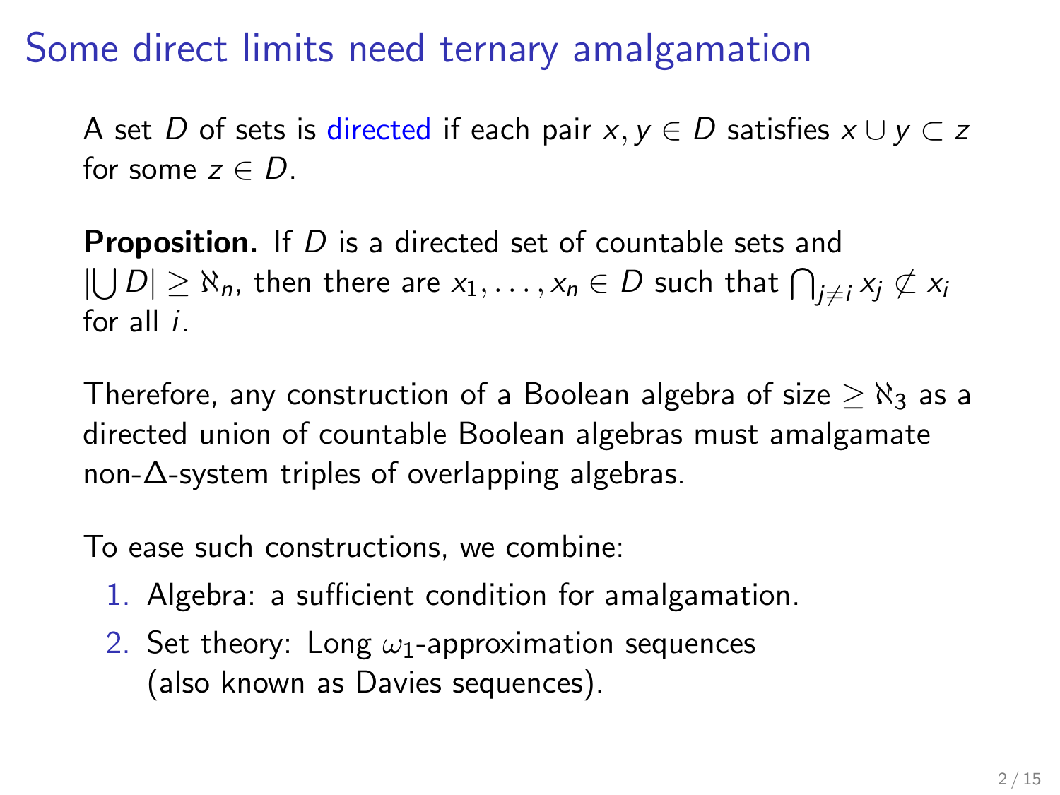# Some direct limits need ternary amalgamation

A set $D$ of sets is directed if each pair $x, y \in D$ satisfies $x \cup y \subset z$ for some $z \in D$.

**Proposition.** If $D$ is a directed set of countable sets and $|\bigcup D| \geq \aleph_n$, then there are $x_1, \ldots, x_n \in D$ such that $\bigcap_{j \neq i} x_j \not\subset x_i$ for all $i$.

Therefore, any construction of a Boolean algebra of size $\geq \aleph_3$ as a directed union of countable Boolean algebras must amalgamate non-$\Delta$-system triples of overlapping algebras.

To ease such constructions, we combine:

1. Algebra: a sufficient condition for amalgamation.
2. Set theory: Long $\omega_1$-approximation sequences (also known as Davies sequences).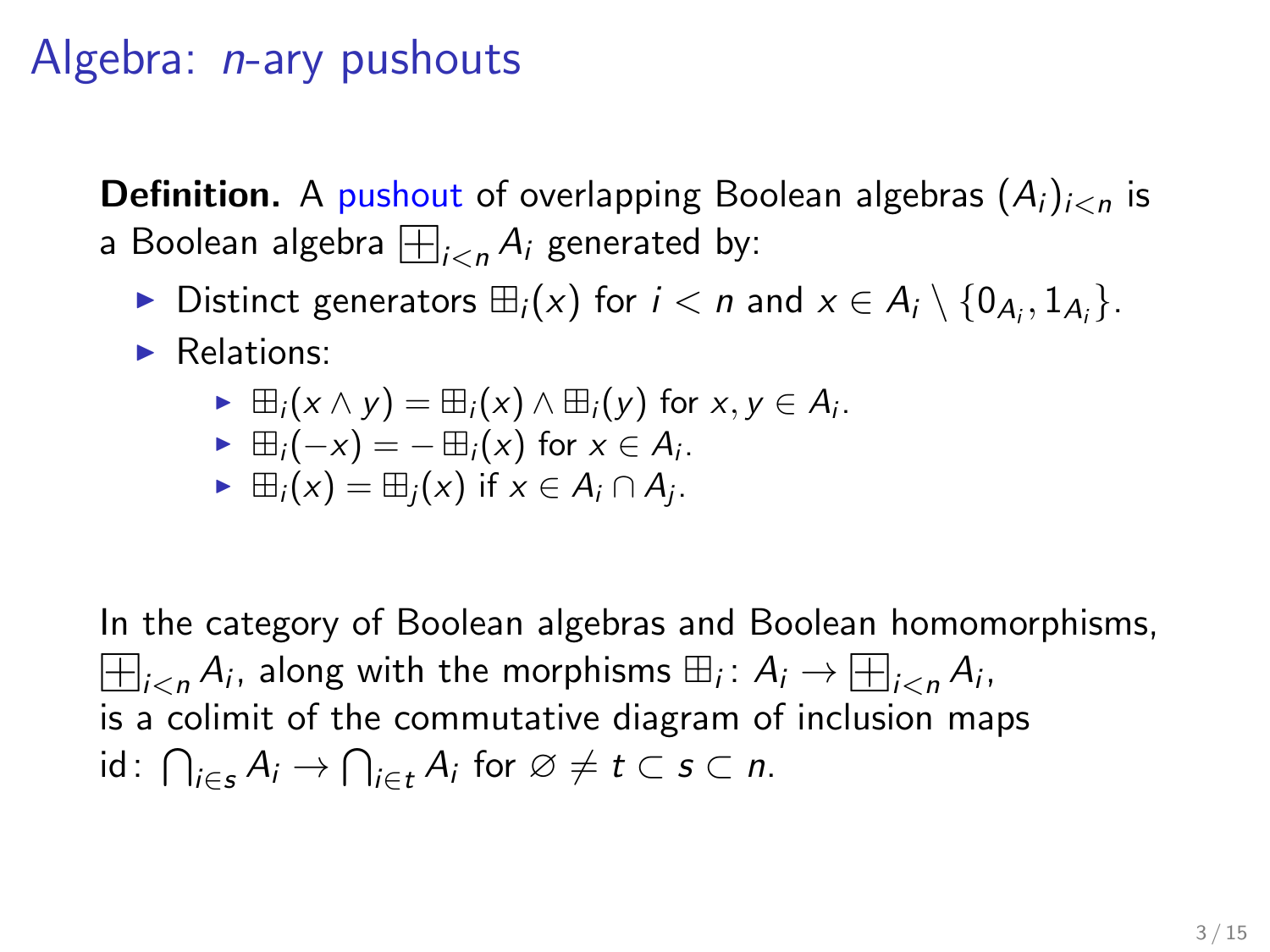# Algebra: *n*-ary pushouts

**Definition.** A pushout of overlapping Boolean algebras $(A_i)_{i<n}$ is a Boolean algebra $\boxplus_{i<n} A_i$ generated by:

- Distinct generators $\boxplus_i(x)$ for $i < n$ and $x \in A_i \setminus \{0_{A_i}, 1_{A_i}\}$.
- Relations:
  - $\boxplus_i(x \wedge y) = \boxplus_i(x) \wedge \boxplus_i(y)$ for $x, y \in A_i$.
  - $\boxplus_i(-x) = -\boxplus_i(x)$ for $x \in A_i$.
  - $\boxplus_i(x) = \boxplus_j(x)$ if $x \in A_i \cap A_j$.

In the category of Boolean algebras and Boolean homomorphisms, $\boxplus_{i<n} A_i$, along with the morphisms $\boxplus_i \colon A_i \to \boxplus_{i<n} A_i$, is a colimit of the commutative diagram of inclusion maps $\mathrm{id} \colon \bigcap_{i \in s} A_i \to \bigcap_{i \in t} A_i$ for $\varnothing \neq t \subset s \subset n$.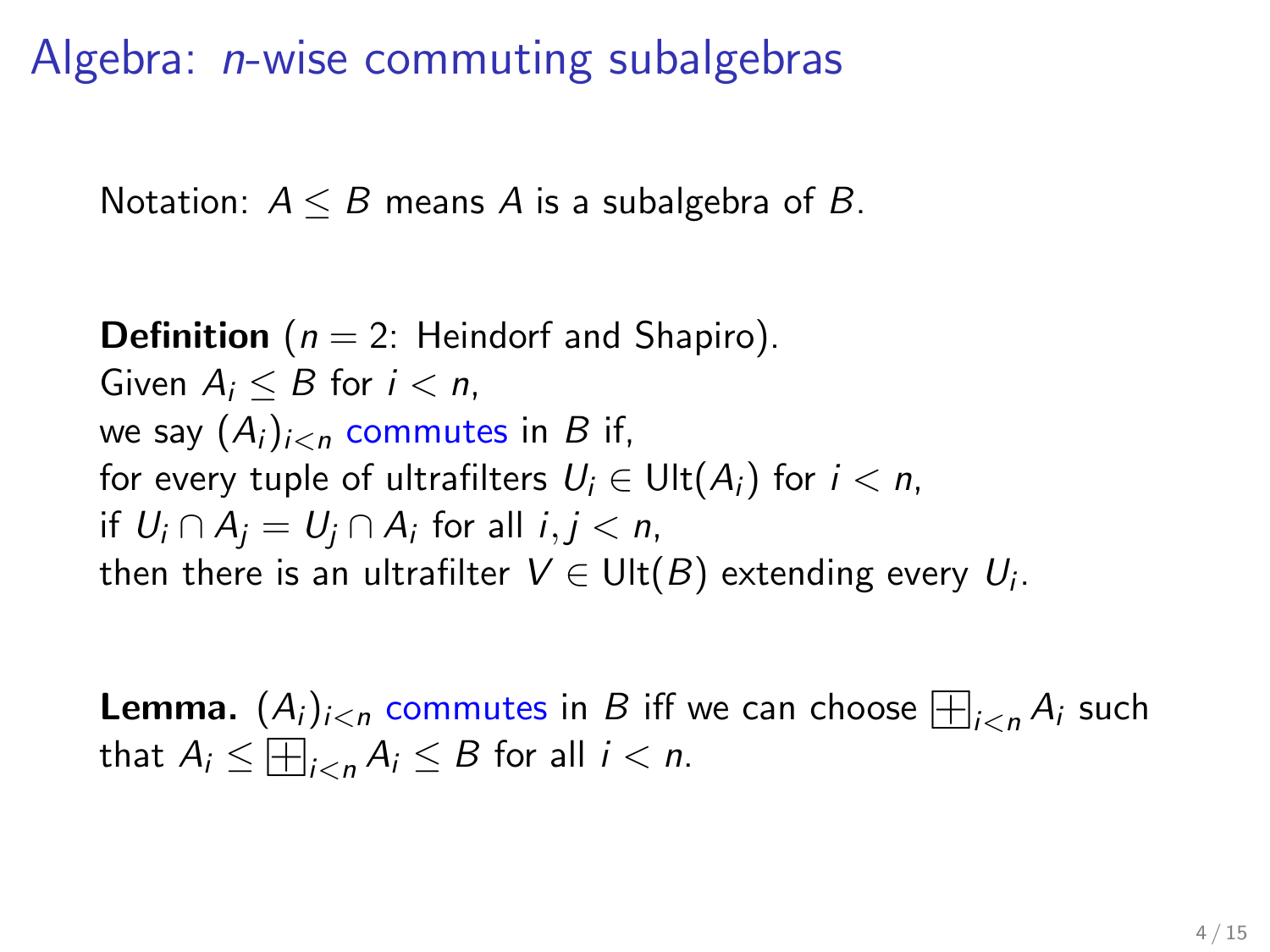# Algebra: $n$-wise commuting subalgebras

Notation: $A \leq B$ means $A$ is a subalgebra of $B$.

**Definition** ($n = 2$: Heindorf and Shapiro).
Given $A_i \leq B$ for $i < n$,
we say $(A_i)_{i<n}$ commutes in $B$ if,
for every tuple of ultrafilters $U_i \in \mathrm{Ult}(A_i)$ for $i < n$,
if $U_i \cap A_j = U_j \cap A_i$ for all $i, j < n$,
then there is an ultrafilter $V \in \mathrm{Ult}(B)$ extending every $U_i$.

**Lemma.** $(A_i)_{i<n}$ commutes in $B$ iff we can choose $\boxplus_{i<n} A_i$ such that $A_i \leq \boxplus_{i<n} A_i \leq B$ for all $i < n$.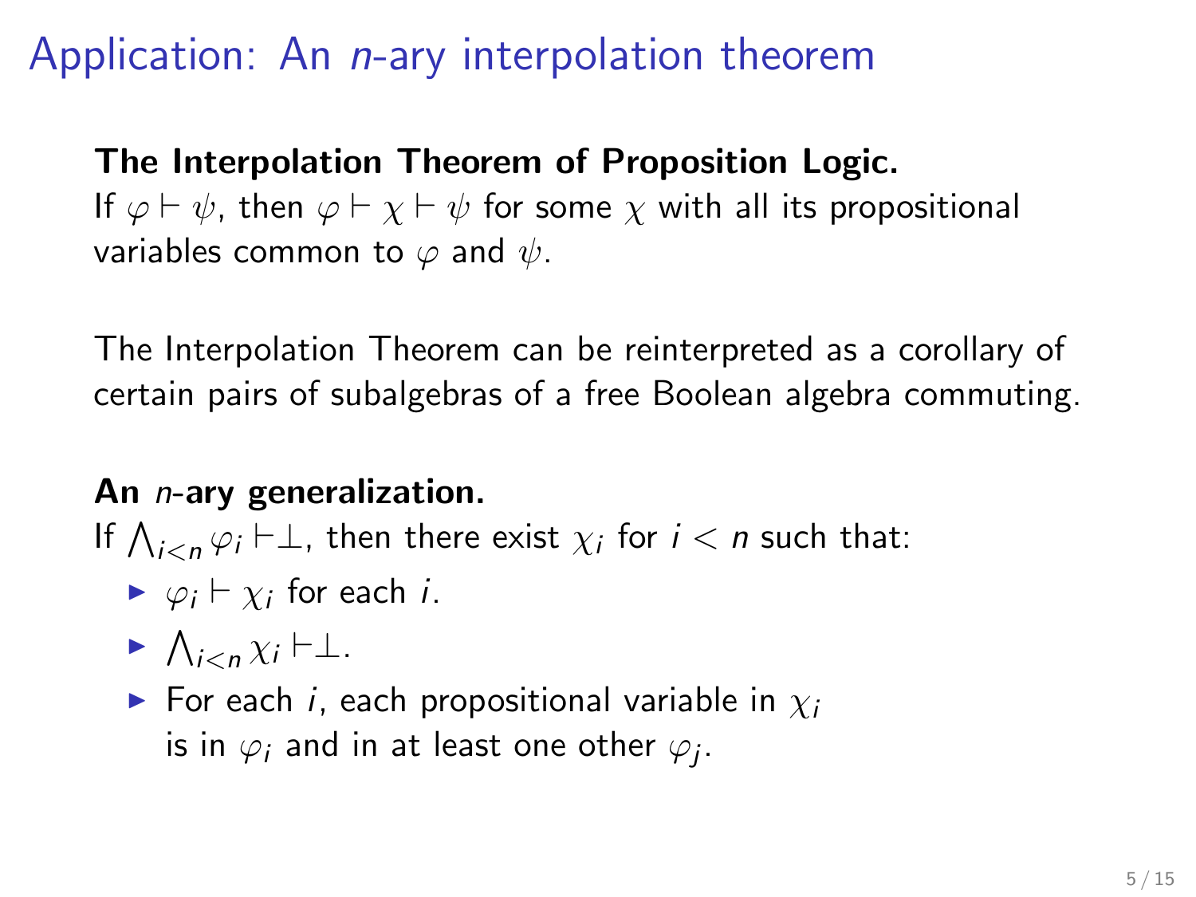# Application: An $n$-ary interpolation theorem

**The Interpolation Theorem of Proposition Logic.**
If $\varphi \vdash \psi$, then $\varphi \vdash \chi \vdash \psi$ for some $\chi$ with all its propositional variables common to $\varphi$ and $\psi$.

The Interpolation Theorem can be reinterpreted as a corollary of certain pairs of subalgebras of a free Boolean algebra commuting.

**An $n$-ary generalization.**
If $\bigwedge_{i<n} \varphi_i \vdash \bot$, then there exist $\chi_i$ for $i < n$ such that:

- $\varphi_i \vdash \chi_i$ for each $i$.
- $\bigwedge_{i<n} \chi_i \vdash \bot$.
- For each $i$, each propositional variable in $\chi_i$ is in $\varphi_i$ and in at least one other $\varphi_j$.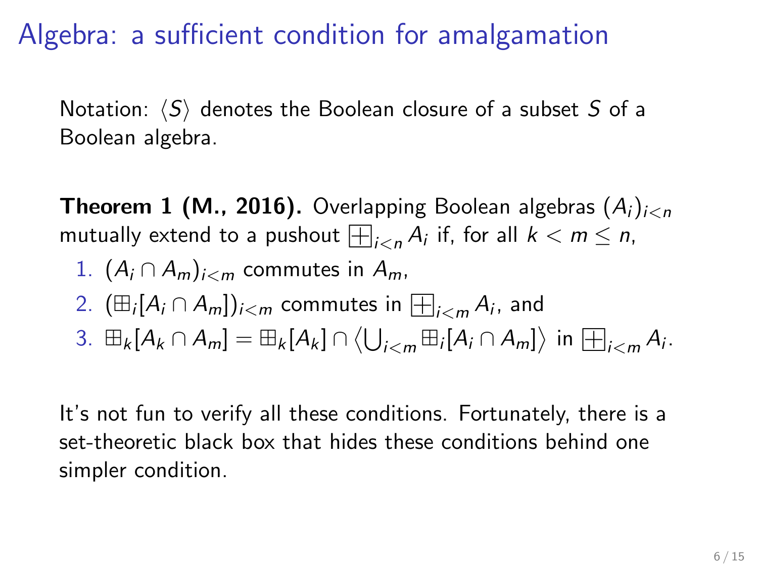# Algebra: a sufficient condition for amalgamation

Notation: $\langle S \rangle$ denotes the Boolean closure of a subset $S$ of a Boolean algebra.

**Theorem 1 (M., 2016).** Overlapping Boolean algebras $(A_i)_{i<n}$ mutually extend to a pushout $\boxplus_{i<n} A_i$ if, for all $k < m \leq n$,

1. $(A_i \cap A_m)_{i<m}$ commutes in $A_m$,
2. $(\boxplus_i[A_i \cap A_m])_{i<m}$ commutes in $\boxplus_{i<m} A_i$, and
3. $\boxplus_k[A_k \cap A_m] = \boxplus_k[A_k] \cap \left\langle \bigcup_{i<m} \boxplus_i[A_i \cap A_m] \right\rangle$ in $\boxplus_{i<m} A_i$.

It's not fun to verify all these conditions. Fortunately, there is a set-theoretic black box that hides these conditions behind one simpler condition.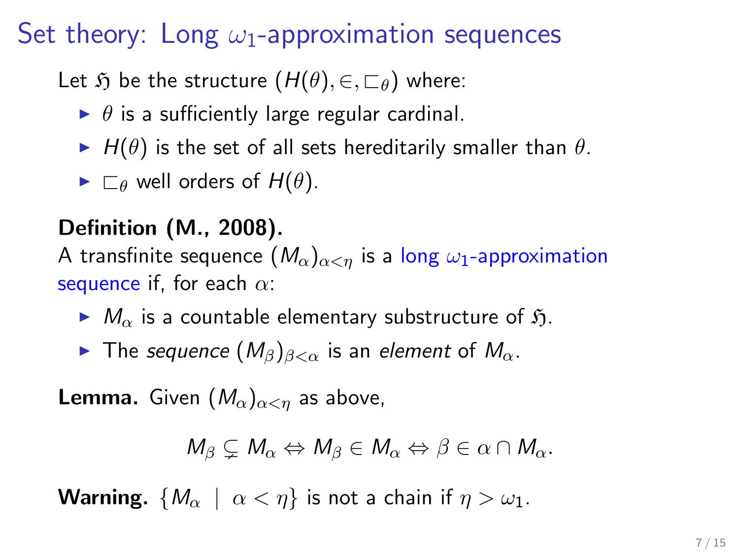# Set theory: Long $\omega_1$-approximation sequences

Let $\mathfrak{H}$ be the structure $(H(\theta), \in, \sqsubset_\theta)$ where:

- $\theta$ is a sufficiently large regular cardinal.
- $H(\theta)$ is the set of all sets hereditarily smaller than $\theta$.
- $\sqsubset_\theta$ well orders of $H(\theta)$.

**Definition (M., 2008).**
A transfinite sequence $(M_\alpha)_{\alpha<\eta}$ is a long $\omega_1$-approximation sequence if, for each $\alpha$:

- $M_\alpha$ is a countable elementary substructure of $\mathfrak{H}$.
- The *sequence* $(M_\beta)_{\beta<\alpha}$ is an *element* of $M_\alpha$.

**Lemma.** Given $(M_\alpha)_{\alpha<\eta}$ as above,

$$M_\beta \subsetneq M_\alpha \Leftrightarrow M_\beta \in M_\alpha \Leftrightarrow \beta \in \alpha \cap M_\alpha.$$

**Warning.** $\{M_\alpha \mid \alpha < \eta\}$ is not a chain if $\eta > \omega_1$.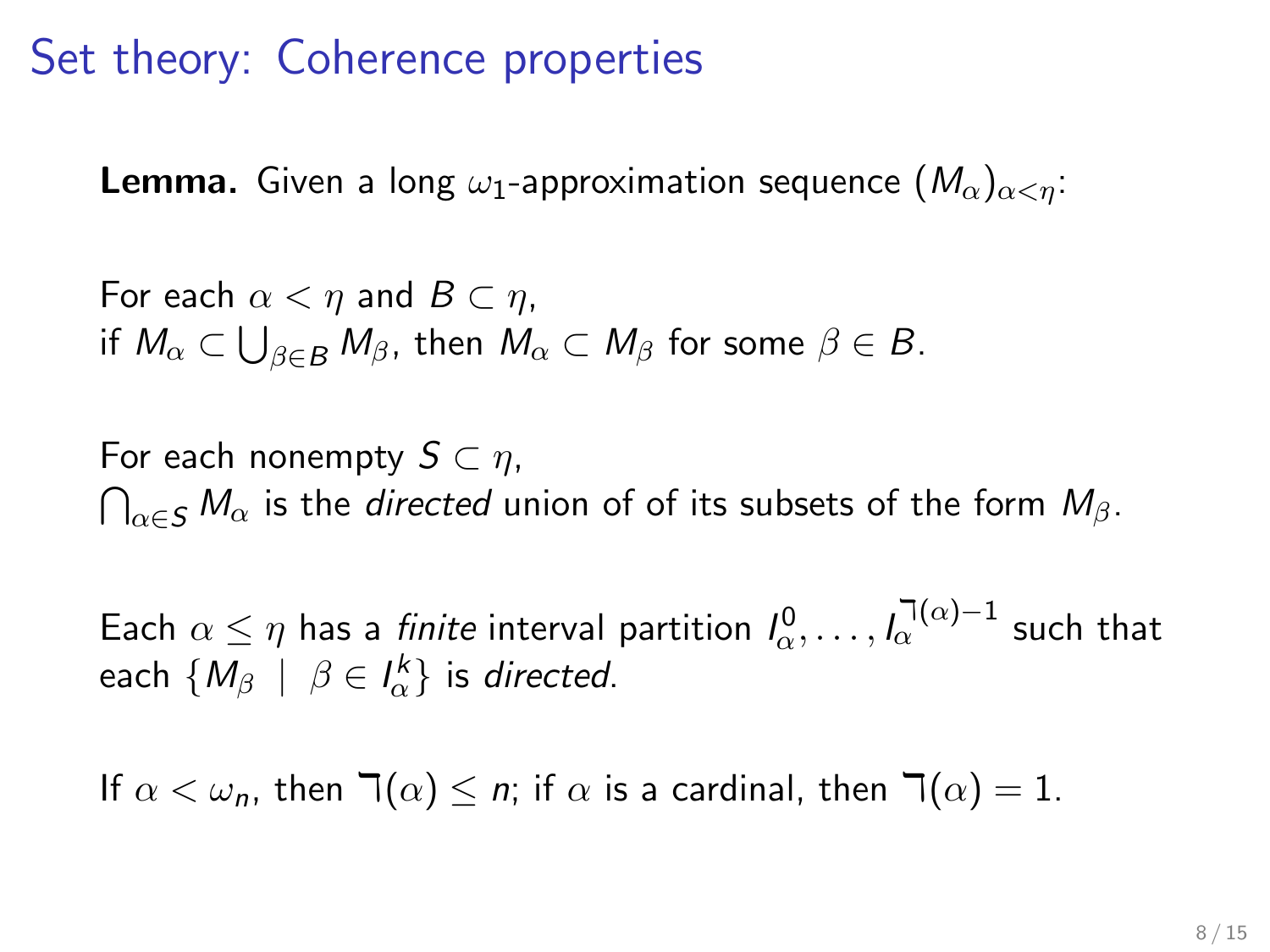# Set theory: Coherence properties

**Lemma.** Given a long $\omega_1$-approximation sequence $(M_\alpha)_{\alpha<\eta}$:

For each $\alpha < \eta$ and $B \subset \eta$,
if $M_\alpha \subset \bigcup_{\beta \in B} M_\beta$, then $M_\alpha \subset M_\beta$ for some $\beta \in B$.

For each nonempty $S \subset \eta$,
$\bigcap_{\alpha \in S} M_\alpha$ is the *directed* union of of its subsets of the form $M_\beta$.

Each $\alpha \leq \eta$ has a *finite* interval partition $I^0_\alpha, \ldots, I^{\daleth(\alpha)-1}_\alpha$ such that each $\{M_\beta \mid \beta \in I^k_\alpha\}$ is *directed*.

If $\alpha < \omega_n$, then $\daleth(\alpha) \leq n$; if $\alpha$ is a cardinal, then $\daleth(\alpha) = 1$.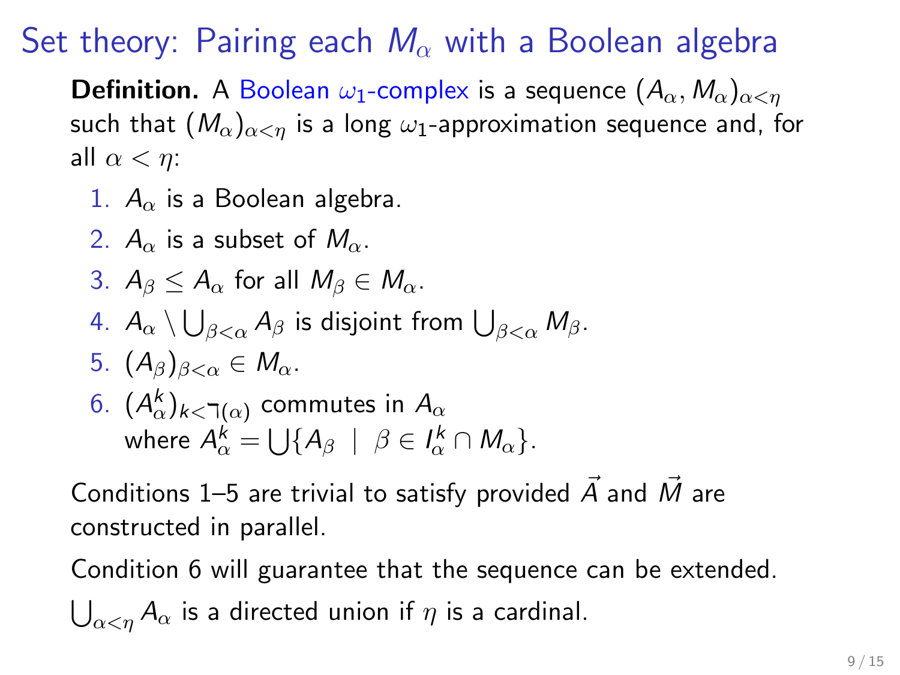# Set theory: Pairing each $M_\alpha$ with a Boolean algebra

**Definition.** A Boolean $\omega_1$-complex is a sequence $(A_\alpha, M_\alpha)_{\alpha<\eta}$ such that $(M_\alpha)_{\alpha<\eta}$ is a long $\omega_1$-approximation sequence and, for all $\alpha < \eta$:

1. $A_\alpha$ is a Boolean algebra.
2. $A_\alpha$ is a subset of $M_\alpha$.
3. $A_\beta \leq A_\alpha$ for all $M_\beta \in M_\alpha$.
4. $A_\alpha \setminus \bigcup_{\beta<\alpha} A_\beta$ is disjoint from $\bigcup_{\beta<\alpha} M_\beta$.
5. $(A_\beta)_{\beta<\alpha} \in M_\alpha$.
6. $(A_\alpha^k)_{k<\daleth(\alpha)}$ commutes in $A_\alpha$ where $A_\alpha^k = \bigcup\{A_\beta \mid \beta \in I_\alpha^k \cap M_\alpha\}$.

Conditions 1–5 are trivial to satisfy provided $\vec{A}$ and $\vec{M}$ are constructed in parallel.

Condition 6 will guarantee that the sequence can be extended.

$\bigcup_{\alpha<\eta} A_\alpha$ is a directed union if $\eta$ is a cardinal.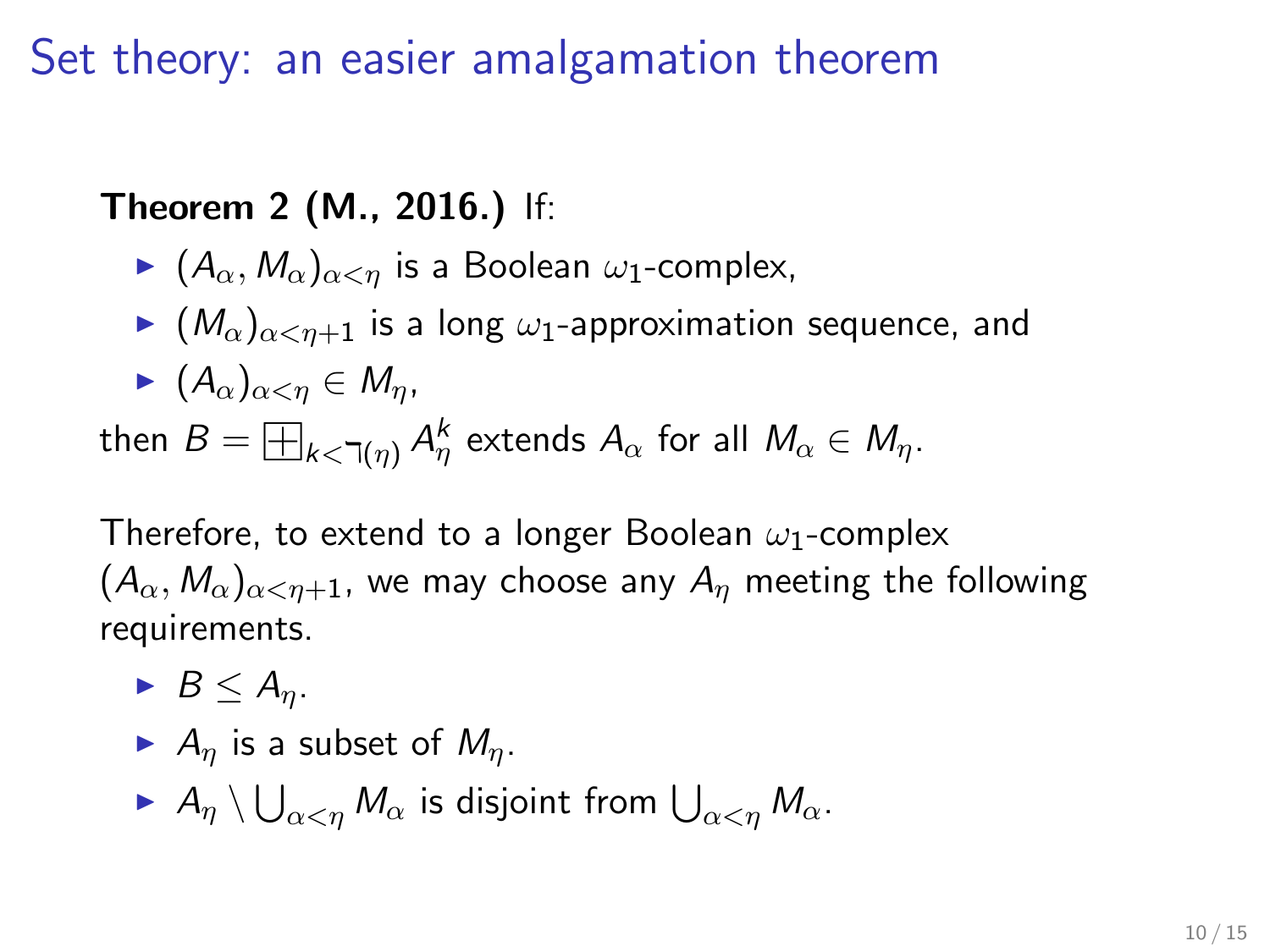# Set theory: an easier amalgamation theorem

**Theorem 2 (M., 2016.)** If:

- $(A_\alpha, M_\alpha)_{\alpha<\eta}$ is a Boolean $\omega_1$-complex,
- $(M_\alpha)_{\alpha<\eta+1}$ is a long $\omega_1$-approximation sequence, and
- $(A_\alpha)_{\alpha<\eta} \in M_\eta$,

then $B = \boxplus_{k<\urcorner(\eta)} A_\eta^k$ extends $A_\alpha$ for all $M_\alpha \in M_\eta$.

Therefore, to extend to a longer Boolean $\omega_1$-complex $(A_\alpha, M_\alpha)_{\alpha<\eta+1}$, we may choose any $A_\eta$ meeting the following requirements.

- $B \leq A_\eta$.
- $A_\eta$ is a subset of $M_\eta$.
- $A_\eta \setminus \bigcup_{\alpha<\eta} M_\alpha$ is disjoint from $\bigcup_{\alpha<\eta} M_\alpha$.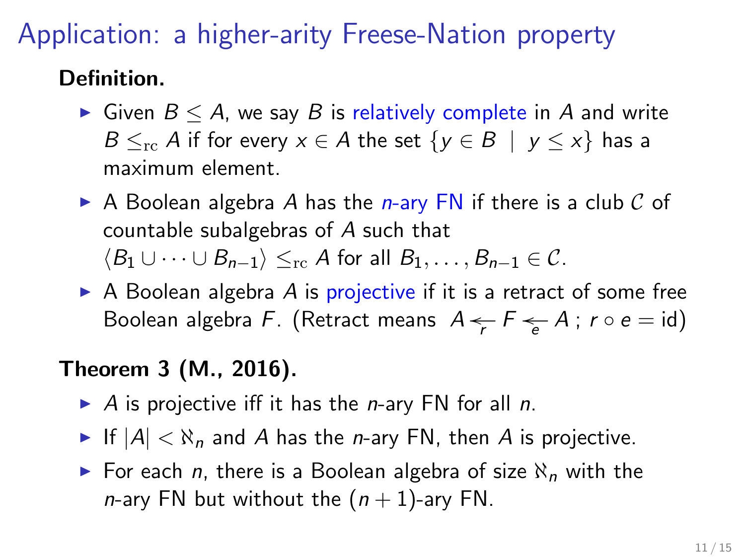# Application: a higher-arity Freese-Nation property

**Definition.**

- Given $B \leq A$, we say $B$ is relatively complete in $A$ and write $B \leq_{\mathrm{rc}} A$ if for every $x \in A$ the set $\{y \in B \mid y \leq x\}$ has a maximum element.
- A Boolean algebra $A$ has the *$n$*-ary FN if there is a club $\mathcal{C}$ of countable subalgebras of $A$ such that $\langle B_1 \cup \cdots \cup B_{n-1} \rangle \leq_{\mathrm{rc}} A$ for all $B_1, \ldots, B_{n-1} \in \mathcal{C}$.
- A Boolean algebra $A$ is projective if it is a retract of some free Boolean algebra $F$. (Retract means $A \xleftarrow[r]{} F \xleftarrow[e]{} A$ ; $r \circ e = \mathrm{id}$)

**Theorem 3 (M., 2016).**

- $A$ is projective iff it has the $n$-ary FN for all $n$.
- If $|A| < \aleph_n$ and $A$ has the $n$-ary FN, then $A$ is projective.
- For each $n$, there is a Boolean algebra of size $\aleph_n$ with the $n$-ary FN but without the $(n+1)$-ary FN.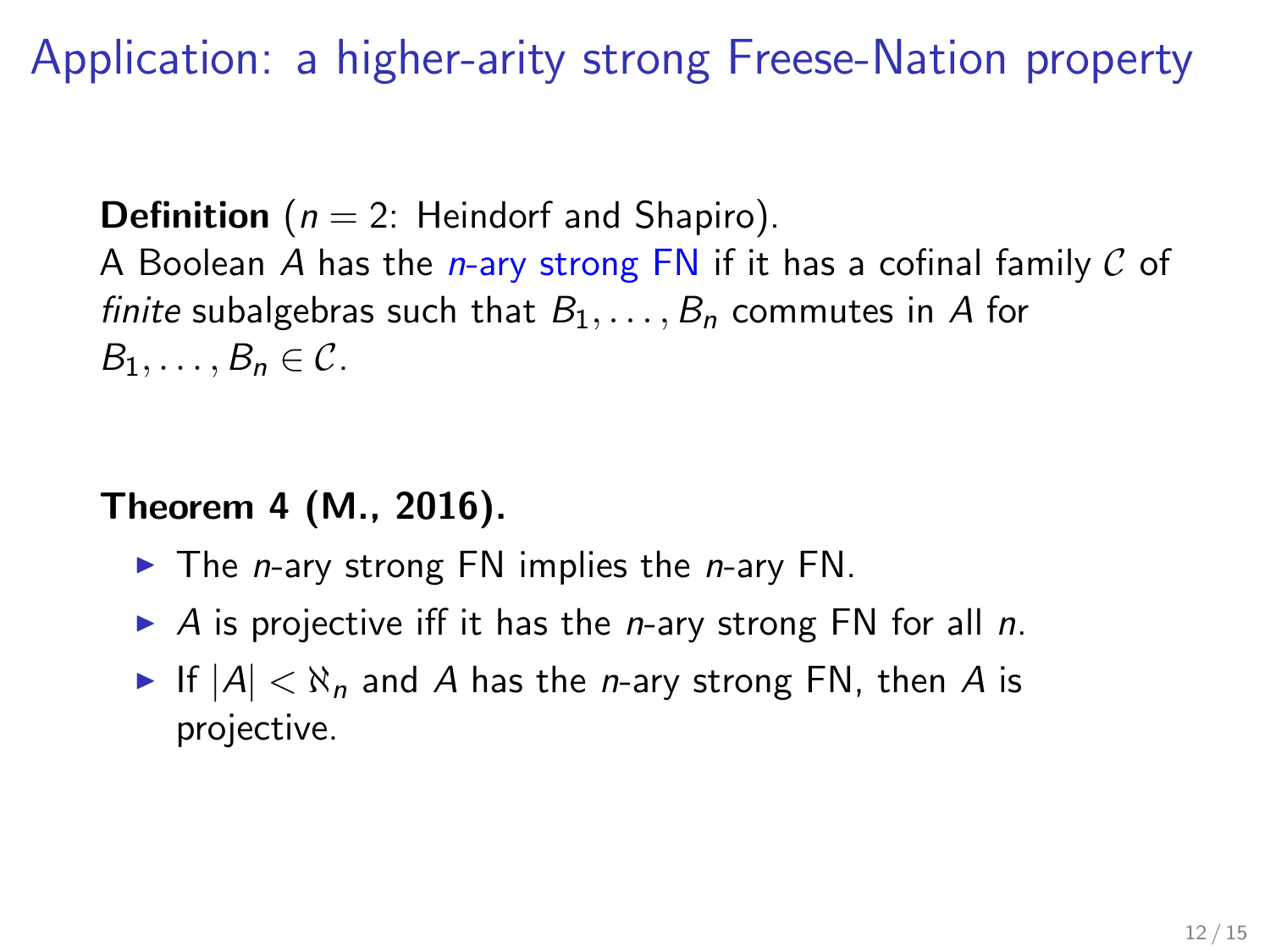# Application: a higher-arity strong Freese-Nation property

**Definition** ($n = 2$: Heindorf and Shapiro).
A Boolean $A$ has the *n*-ary strong FN if it has a cofinal family $\mathcal{C}$ of *finite* subalgebras such that $B_1, \ldots, B_n$ commutes in $A$ for $B_1, \ldots, B_n \in \mathcal{C}$.

**Theorem 4 (M., 2016).**

- The *n*-ary strong FN implies the *n*-ary FN.
- $A$ is projective iff it has the *n*-ary strong FN for all $n$.
- If $|A| < \aleph_n$ and $A$ has the *n*-ary strong FN, then $A$ is projective.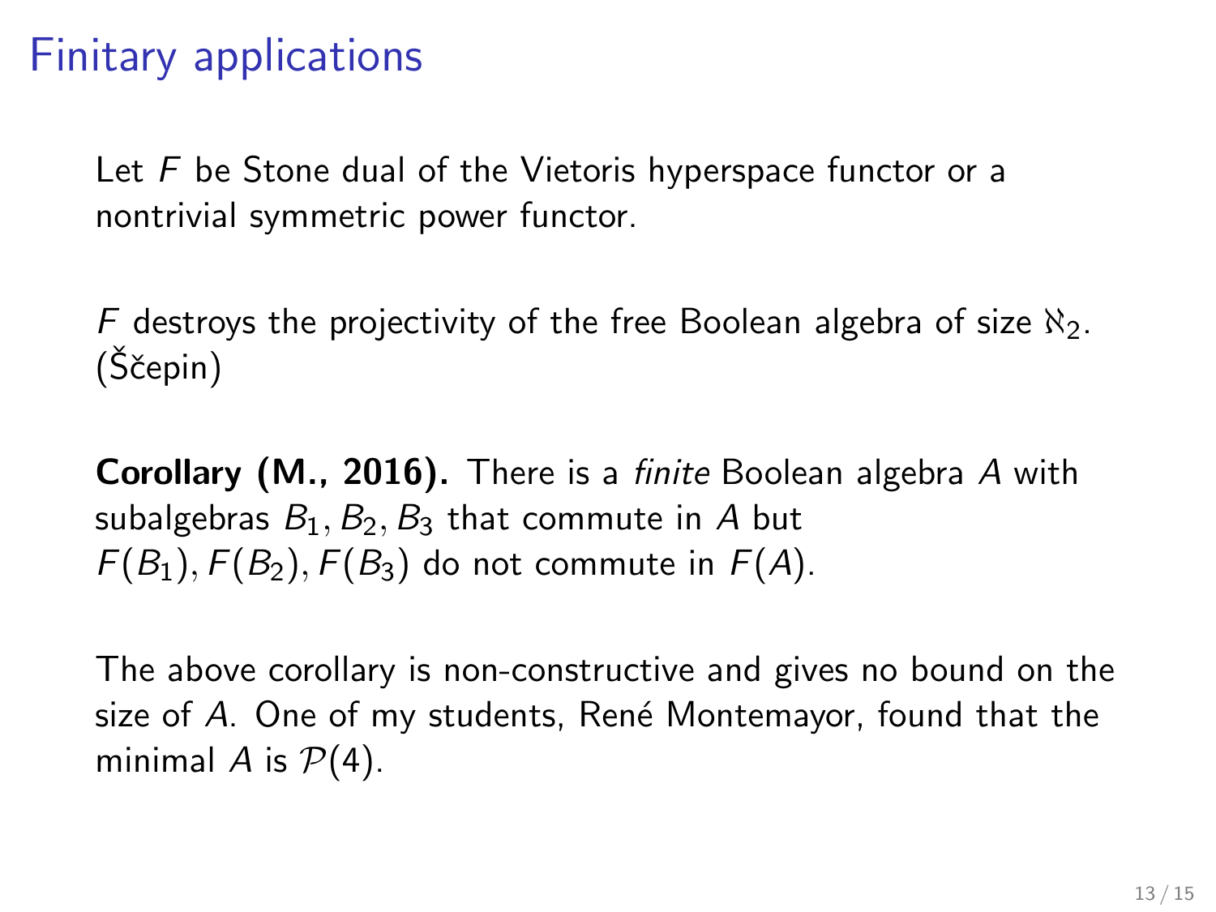# Finitary applications

Let $F$ be Stone dual of the Vietoris hyperspace functor or a nontrivial symmetric power functor.

$F$ destroys the projectivity of the free Boolean algebra of size $\aleph_2$. (Ščepin)

**Corollary (M., 2016).** There is a *finite* Boolean algebra $A$ with subalgebras $B_1, B_2, B_3$ that commute in $A$ but $F(B_1), F(B_2), F(B_3)$ do not commute in $F(A)$.

The above corollary is non-constructive and gives no bound on the size of $A$. One of my students, René Montemayor, found that the minimal $A$ is $\mathcal{P}(4)$.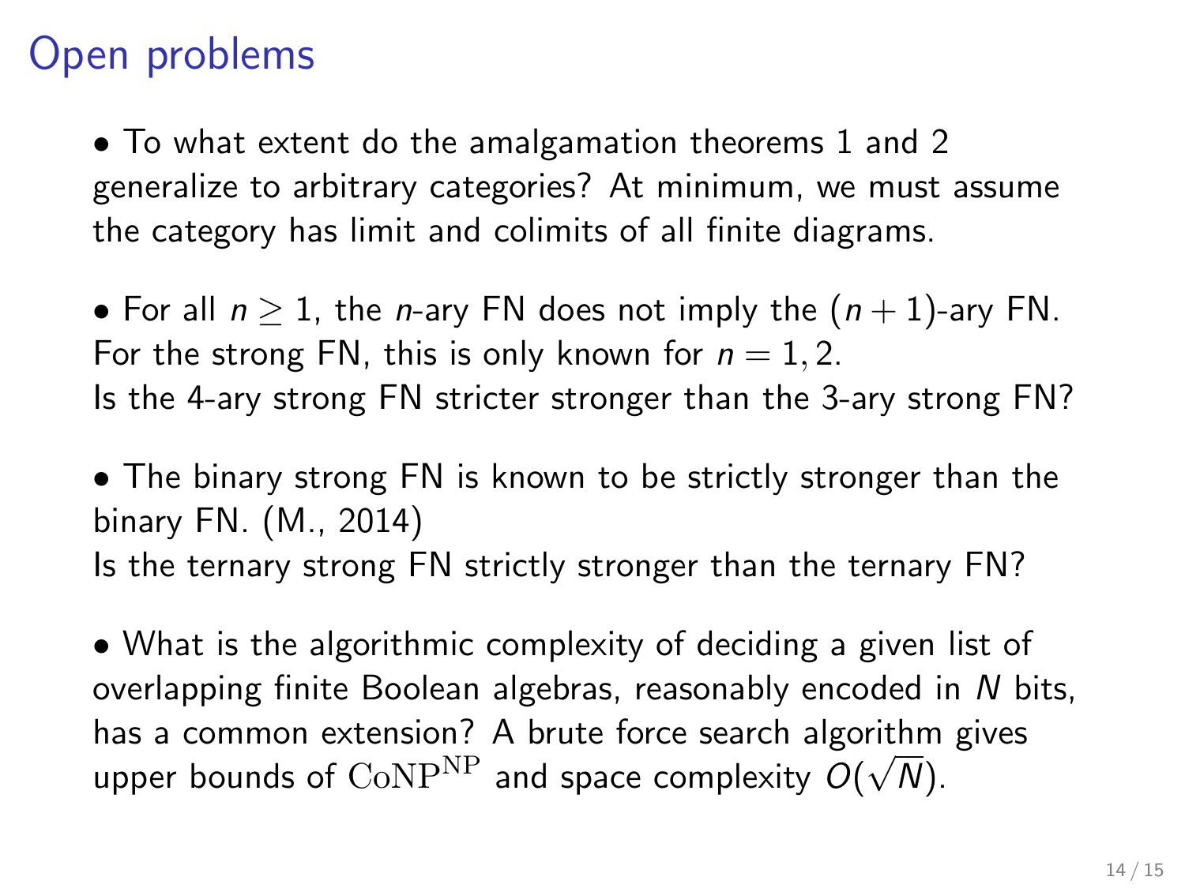# Open problems

- To what extent do the amalgamation theorems 1 and 2 generalize to arbitrary categories? At minimum, we must assume the category has limit and colimits of all finite diagrams.

- For all $n \geq 1$, the $n$-ary FN does not imply the $(n+1)$-ary FN. For the strong FN, this is only known for $n = 1, 2$.
Is the 4-ary strong FN stricter stronger than the 3-ary strong FN?

- The binary strong FN is known to be strictly stronger than the binary FN. (M., 2014)
Is the ternary strong FN strictly stronger than the ternary FN?

- What is the algorithmic complexity of deciding a given list of overlapping finite Boolean algebras, reasonably encoded in $N$ bits, has a common extension? A brute force search algorithm gives upper bounds of $\mathrm{CoNP}^{\mathrm{NP}}$ and space complexity $O(\sqrt{N})$.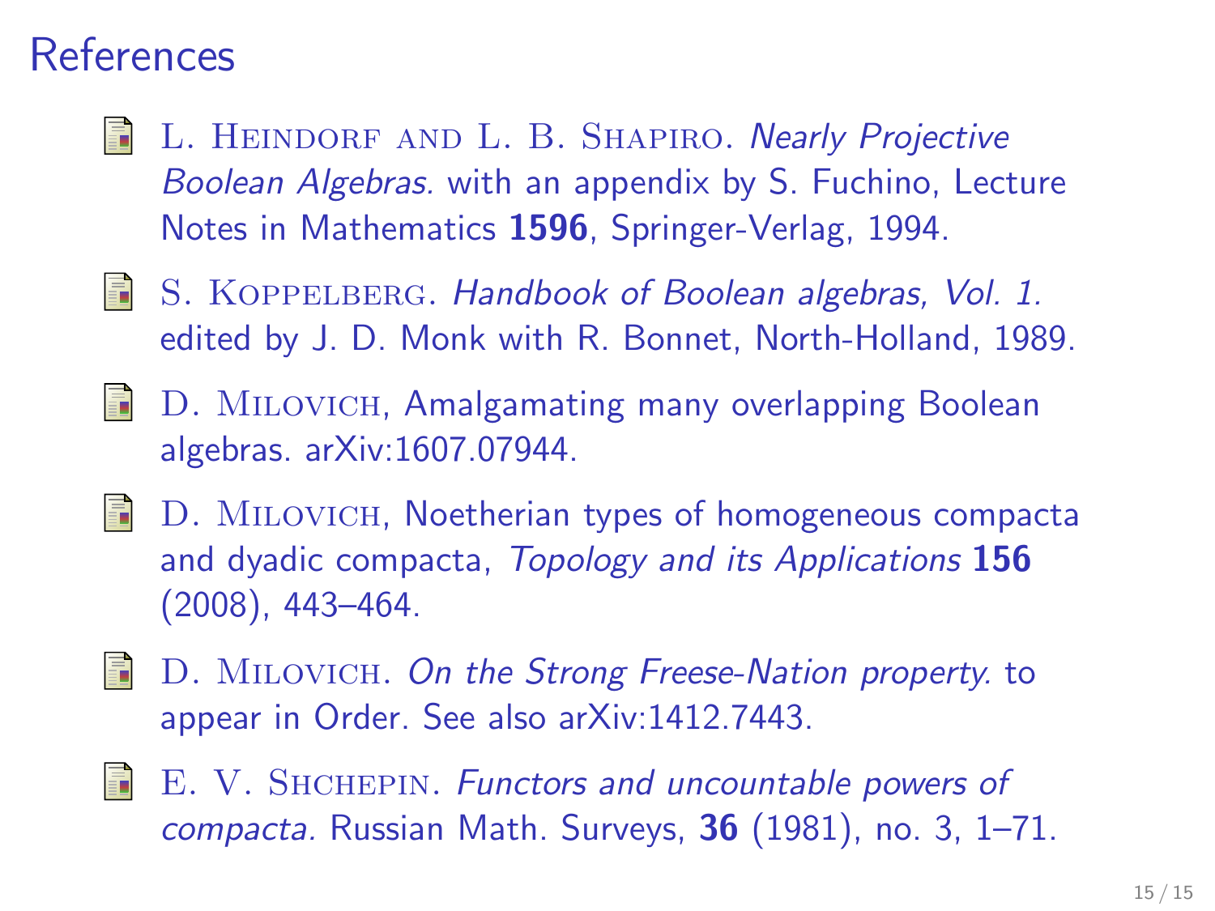# References

- L. Heindorf and L. B. Shapiro. *Nearly Projective Boolean Algebras.* with an appendix by S. Fuchino, Lecture Notes in Mathematics **1596**, Springer-Verlag, 1994.
- S. Koppelberg. *Handbook of Boolean algebras, Vol. 1.* edited by J. D. Monk with R. Bonnet, North-Holland, 1989.
- D. Milovich, Amalgamating many overlapping Boolean algebras. arXiv:1607.07944.
- D. Milovich, Noetherian types of homogeneous compacta and dyadic compacta, *Topology and its Applications* **156** (2008), 443–464.
- D. Milovich. *On the Strong Freese-Nation property.* to appear in Order. See also arXiv:1412.7443.
- E. V. Shchepin. *Functors and uncountable powers of compacta.* Russian Math. Surveys, **36** (1981), no. 3, 1–71.